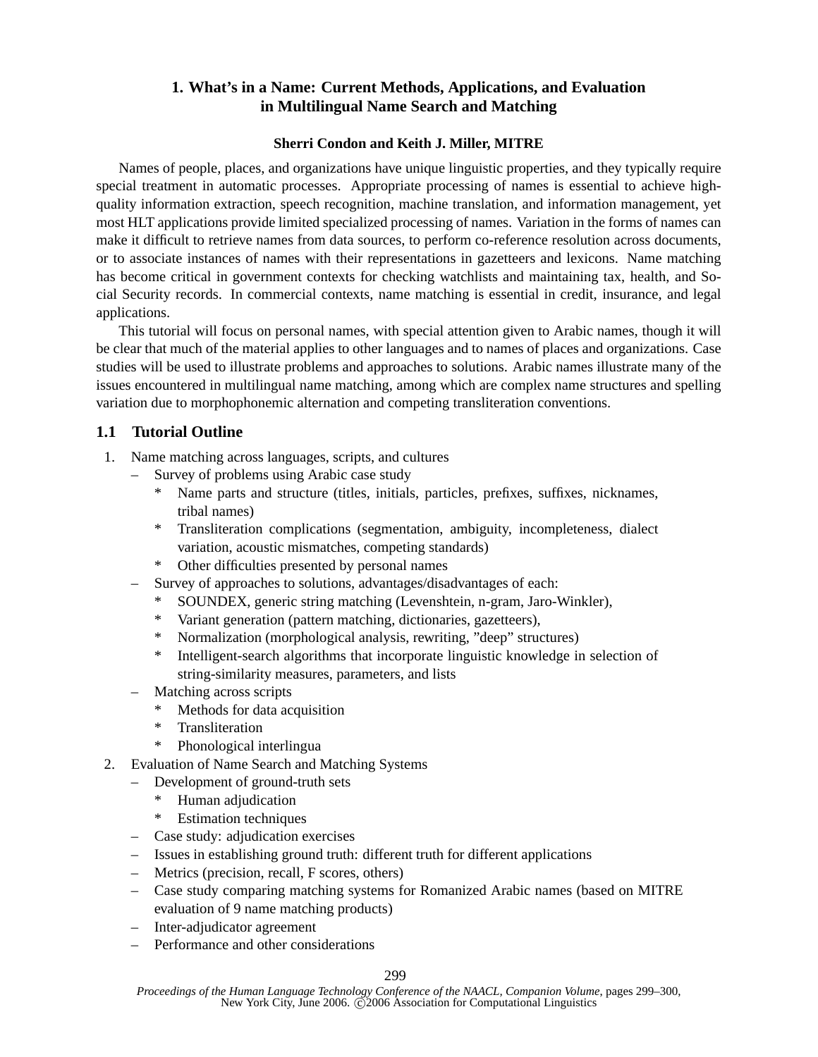# 1. What's in a Name: Current Methods, Applications, and Evaluation in Multilingual Name Search and Matching

**Sherri Condon and Keith J. Miller, MITRE**

Names of people, places, and organizations have unique linguistic properties, and they typically require special treatment in automatic processes. Appropriate processing of names is essential to achieve high-quality information extraction, speech recognition, machine translation, and information management, yet most HLT applications provide limited specialized processing of names. Variation in the forms of names can make it difficult to retrieve names from data sources, to perform co-reference resolution across documents, or to associate instances of names with their representations in gazetteers and lexicons. Name matching has become critical in government contexts for checking watchlists and maintaining tax, health, and Social Security records. In commercial contexts, name matching is essential in credit, insurance, and legal applications.

This tutorial will focus on personal names, with special attention given to Arabic names, though it will be clear that much of the material applies to other languages and to names of places and organizations. Case studies will be used to illustrate problems and approaches to solutions. Arabic names illustrate many of the issues encountered in multilingual name matching, among which are complex name structures and spelling variation due to morphophonemic alternation and competing transliteration conventions.

## 1.1 Tutorial Outline

1. Name matching across languages, scripts, and cultures
   - Survey of problems using Arabic case study
     - Name parts and structure (titles, initials, particles, prefixes, suffixes, nicknames, tribal names)
     - Transliteration complications (segmentation, ambiguity, incompleteness, dialect variation, acoustic mismatches, competing standards)
     - Other difficulties presented by personal names
   - Survey of approaches to solutions, advantages/disadvantages of each:
     - SOUNDEX, generic string matching (Levenshtein, n-gram, Jaro-Winkler),
     - Variant generation (pattern matching, dictionaries, gazetteers),
     - Normalization (morphological analysis, rewriting, "deep" structures)
     - Intelligent-search algorithms that incorporate linguistic knowledge in selection of string-similarity measures, parameters, and lists
   - Matching across scripts
     - Methods for data acquisition
     - Transliteration
     - Phonological interlingua
2. Evaluation of Name Search and Matching Systems
   - Development of ground-truth sets
     - Human adjudication
     - Estimation techniques
   - Case study: adjudication exercises
   - Issues in establishing ground truth: different truth for different applications
   - Metrics (precision, recall, F scores, others)
   - Case study comparing matching systems for Romanized Arabic names (based on MITRE evaluation of 9 name matching products)
   - Inter-adjudicator agreement
   - Performance and other considerations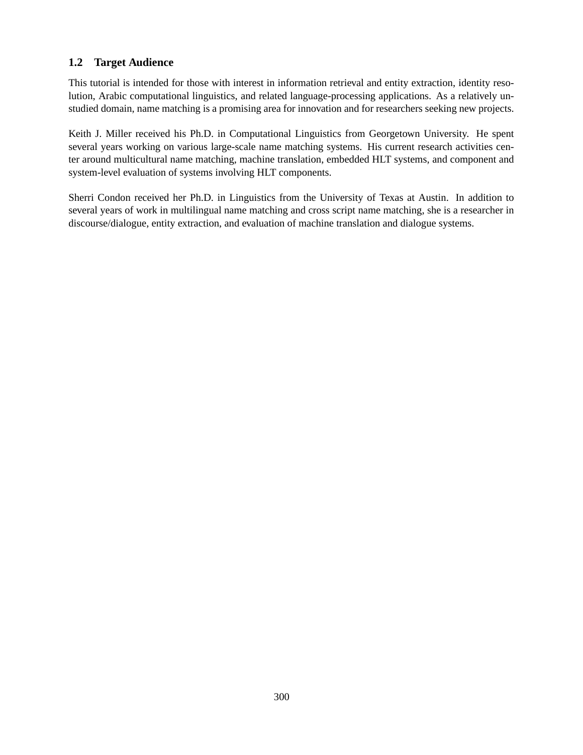## 1.2 Target Audience

This tutorial is intended for those with interest in information retrieval and entity extraction, identity resolution, Arabic computational linguistics, and related language-processing applications. As a relatively unstudied domain, name matching is a promising area for innovation and for researchers seeking new projects.

Keith J. Miller received his Ph.D. in Computational Linguistics from Georgetown University. He spent several years working on various large-scale name matching systems. His current research activities center around multicultural name matching, machine translation, embedded HLT systems, and component and system-level evaluation of systems involving HLT components.

Sherri Condon received her Ph.D. in Linguistics from the University of Texas at Austin. In addition to several years of work in multilingual name matching and cross script name matching, she is a researcher in discourse/dialogue, entity extraction, and evaluation of machine translation and dialogue systems.